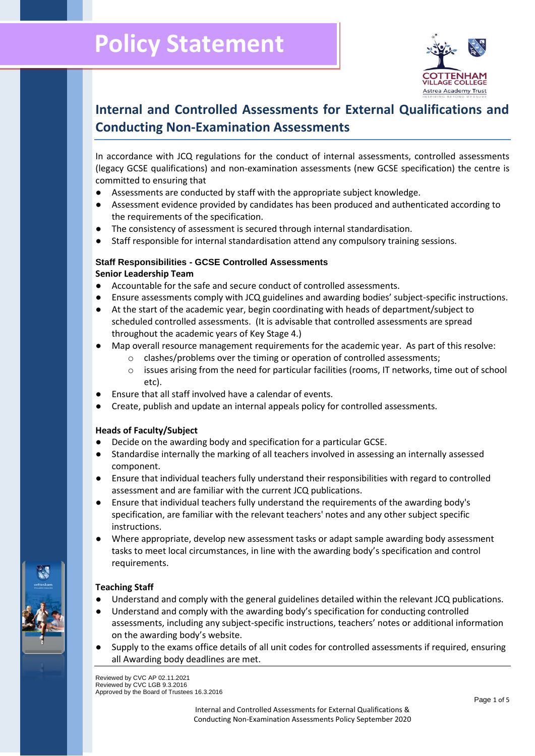# Policy Statement

## Internal and Controlled Assessments for External Qualifications and Conducting Non-Examination Assessments

In accordance with JCQ regulations for the conduct of internal assessments, controlled assessments (legacy GCSE qualifications) and non-examination assessments (new GCSE specification) the centre is committed to ensuring that

- Assessments are conducted by staff with the appropriate subject knowledge.
- Assessment evidence provided by candidates has been produced and authenticated according to the requirements of the specification.
- The consistency of assessment is secured through internal standardisation.
- Staff responsible for internal standardisation attend any compulsory training sessions.

### Staff Responsibilities - GCSE Controlled Assessments

**Senior Leadership Team**

- Accountable for the safe and secure conduct of controlled assessments.
- Ensure assessments comply with JCQ guidelines and awarding bodies' subject-specific instructions.
- At the start of the academic year, begin coordinating with heads of department/subject to scheduled controlled assessments. (It is advisable that controlled assessments are spread throughout the academic years of Key Stage 4.)
- Map overall resource management requirements for the academic year. As part of this resolve:
  - clashes/problems over the timing or operation of controlled assessments;
  - issues arising from the need for particular facilities (rooms, IT networks, time out of school etc).
- Ensure that all staff involved have a calendar of events.
- Create, publish and update an internal appeals policy for controlled assessments.

**Heads of Faculty/Subject**

- Decide on the awarding body and specification for a particular GCSE.
- Standardise internally the marking of all teachers involved in assessing an internally assessed component.
- Ensure that individual teachers fully understand their responsibilities with regard to controlled assessment and are familiar with the current JCQ publications.
- Ensure that individual teachers fully understand the requirements of the awarding body's specification, are familiar with the relevant teachers' notes and any other subject specific instructions.
- Where appropriate, develop new assessment tasks or adapt sample awarding body assessment tasks to meet local circumstances, in line with the awarding body's specification and control requirements.

**Teaching Staff**

- Understand and comply with the general guidelines detailed within the relevant JCQ publications.
- Understand and comply with the awarding body's specification for conducting controlled assessments, including any subject-specific instructions, teachers' notes or additional information on the awarding body's website.
- Supply to the exams office details of all unit codes for controlled assessments if required, ensuring all Awarding body deadlines are met.

Reviewed by CVC AP 02.11.2021
Reviewed by CVC LGB 9.3.2016
Approved by the Board of Trustees 16.3.2016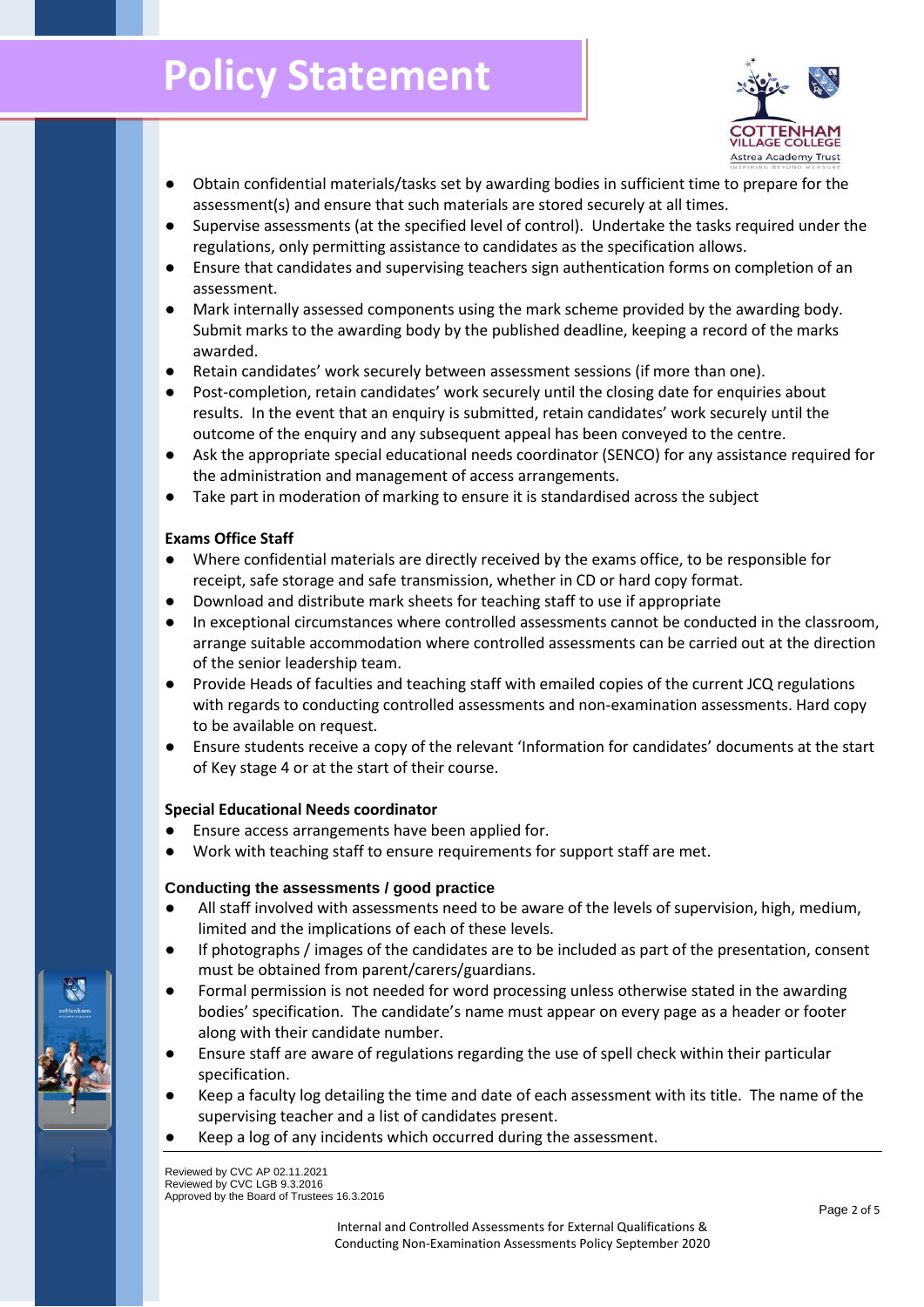- Obtain confidential materials/tasks set by awarding bodies in sufficient time to prepare for the assessment(s) and ensure that such materials are stored securely at all times.
- Supervise assessments (at the specified level of control). Undertake the tasks required under the regulations, only permitting assistance to candidates as the specification allows.
- Ensure that candidates and supervising teachers sign authentication forms on completion of an assessment.
- Mark internally assessed components using the mark scheme provided by the awarding body. Submit marks to the awarding body by the published deadline, keeping a record of the marks awarded.
- Retain candidates' work securely between assessment sessions (if more than one).
- Post-completion, retain candidates' work securely until the closing date for enquiries about results. In the event that an enquiry is submitted, retain candidates' work securely until the outcome of the enquiry and any subsequent appeal has been conveyed to the centre.
- Ask the appropriate special educational needs coordinator (SENCO) for any assistance required for the administration and management of access arrangements.
- Take part in moderation of marking to ensure it is standardised across the subject

**Exams Office Staff**

- Where confidential materials are directly received by the exams office, to be responsible for receipt, safe storage and safe transmission, whether in CD or hard copy format.
- Download and distribute mark sheets for teaching staff to use if appropriate
- In exceptional circumstances where controlled assessments cannot be conducted in the classroom, arrange suitable accommodation where controlled assessments can be carried out at the direction of the senior leadership team.
- Provide Heads of faculties and teaching staff with emailed copies of the current JCQ regulations with regards to conducting controlled assessments and non-examination assessments. Hard copy to be available on request.
- Ensure students receive a copy of the relevant 'Information for candidates' documents at the start of Key stage 4 or at the start of their course.

**Special Educational Needs coordinator**

- Ensure access arrangements have been applied for.
- Work with teaching staff to ensure requirements for support staff are met.

**Conducting the assessments / good practice**

- All staff involved with assessments need to be aware of the levels of supervision, high, medium, limited and the implications of each of these levels.
- If photographs / images of the candidates are to be included as part of the presentation, consent must be obtained from parent/carers/guardians.
- Formal permission is not needed for word processing unless otherwise stated in the awarding bodies' specification. The candidate's name must appear on every page as a header or footer along with their candidate number.
- Ensure staff are aware of regulations regarding the use of spell check within their particular specification.
- Keep a faculty log detailing the time and date of each assessment with its title. The name of the supervising teacher and a list of candidates present.
- Keep a log of any incidents which occurred during the assessment.

Reviewed by CVC AP 02.11.2021
Reviewed by CVC LGB 9.3.2016
Approved by the Board of Trustees 16.3.2016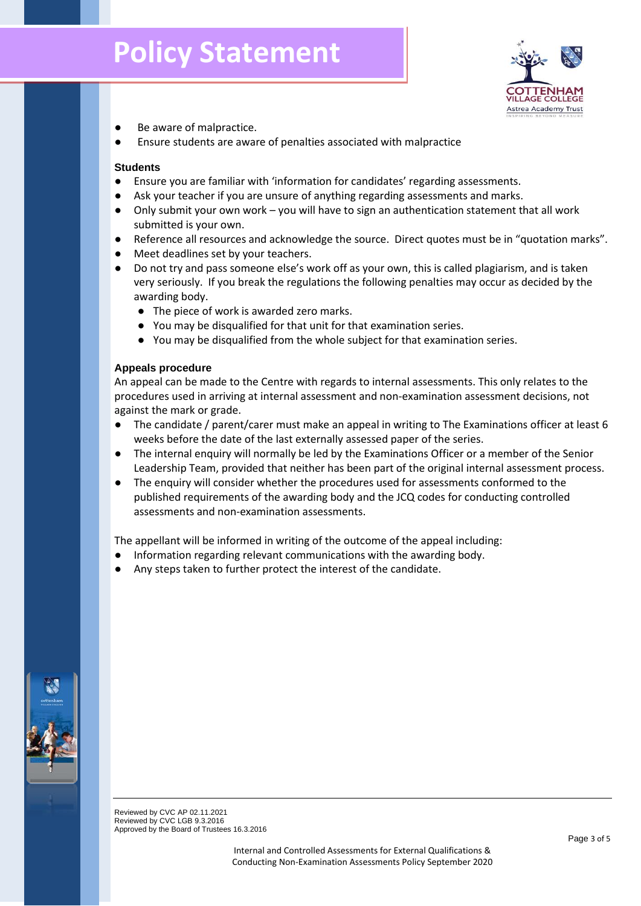- Be aware of malpractice.
- Ensure students are aware of penalties associated with malpractice

**Students**

- Ensure you are familiar with 'information for candidates' regarding assessments.
- Ask your teacher if you are unsure of anything regarding assessments and marks.
- Only submit your own work – you will have to sign an authentication statement that all work submitted is your own.
- Reference all resources and acknowledge the source. Direct quotes must be in "quotation marks".
- Meet deadlines set by your teachers.
- Do not try and pass someone else's work off as your own, this is called plagiarism, and is taken very seriously. If you break the regulations the following penalties may occur as decided by the awarding body.
  - The piece of work is awarded zero marks.
  - You may be disqualified for that unit for that examination series.
  - You may be disqualified from the whole subject for that examination series.

**Appeals procedure**

An appeal can be made to the Centre with regards to internal assessments. This only relates to the procedures used in arriving at internal assessment and non-examination assessment decisions, not against the mark or grade.

- The candidate / parent/carer must make an appeal in writing to The Examinations officer at least 6 weeks before the date of the last externally assessed paper of the series.
- The internal enquiry will normally be led by the Examinations Officer or a member of the Senior Leadership Team, provided that neither has been part of the original internal assessment process.
- The enquiry will consider whether the procedures used for assessments conformed to the published requirements of the awarding body and the JCQ codes for conducting controlled assessments and non-examination assessments.

The appellant will be informed in writing of the outcome of the appeal including:

- Information regarding relevant communications with the awarding body.
- Any steps taken to further protect the interest of the candidate.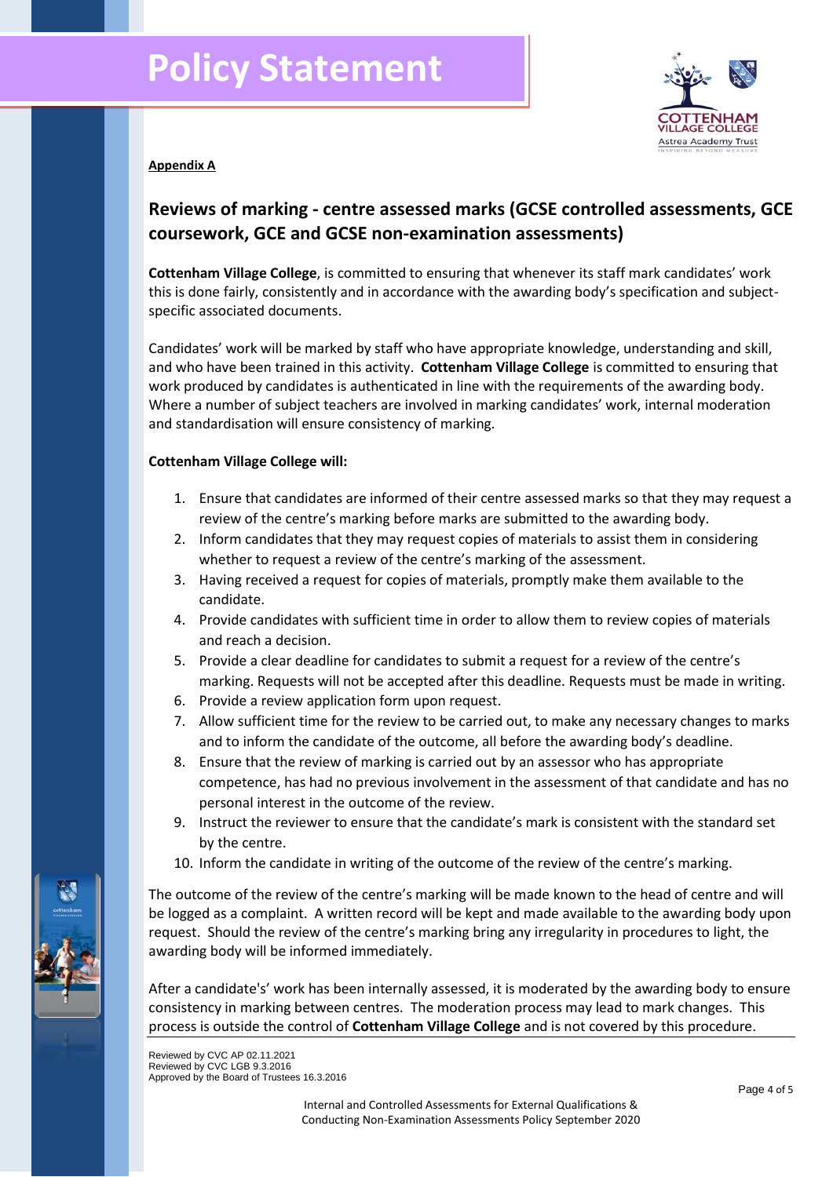# Policy Statement

**Appendix A**

## Reviews of marking - centre assessed marks (GCSE controlled assessments, GCE coursework, GCE and GCSE non-examination assessments)

**Cottenham Village College**, is committed to ensuring that whenever its staff mark candidates' work this is done fairly, consistently and in accordance with the awarding body's specification and subject-specific associated documents.

Candidates' work will be marked by staff who have appropriate knowledge, understanding and skill, and who have been trained in this activity. **Cottenham Village College** is committed to ensuring that work produced by candidates is authenticated in line with the requirements of the awarding body. Where a number of subject teachers are involved in marking candidates' work, internal moderation and standardisation will ensure consistency of marking.

**Cottenham Village College will:**

1. Ensure that candidates are informed of their centre assessed marks so that they may request a review of the centre's marking before marks are submitted to the awarding body.
2. Inform candidates that they may request copies of materials to assist them in considering whether to request a review of the centre's marking of the assessment.
3. Having received a request for copies of materials, promptly make them available to the candidate.
4. Provide candidates with sufficient time in order to allow them to review copies of materials and reach a decision.
5. Provide a clear deadline for candidates to submit a request for a review of the centre's marking. Requests will not be accepted after this deadline. Requests must be made in writing.
6. Provide a review application form upon request.
7. Allow sufficient time for the review to be carried out, to make any necessary changes to marks and to inform the candidate of the outcome, all before the awarding body's deadline.
8. Ensure that the review of marking is carried out by an assessor who has appropriate competence, has had no previous involvement in the assessment of that candidate and has no personal interest in the outcome of the review.
9. Instruct the reviewer to ensure that the candidate's mark is consistent with the standard set by the centre.
10. Inform the candidate in writing of the outcome of the review of the centre's marking.

The outcome of the review of the centre's marking will be made known to the head of centre and will be logged as a complaint. A written record will be kept and made available to the awarding body upon request. Should the review of the centre's marking bring any irregularity in procedures to light, the awarding body will be informed immediately.

After a candidate's' work has been internally assessed, it is moderated by the awarding body to ensure consistency in marking between centres. The moderation process may lead to mark changes. This process is outside the control of **Cottenham Village College** and is not covered by this procedure.

Reviewed by CVC AP 02.11.2021
Reviewed by CVC LGB 9.3.2016
Approved by the Board of Trustees 16.3.2016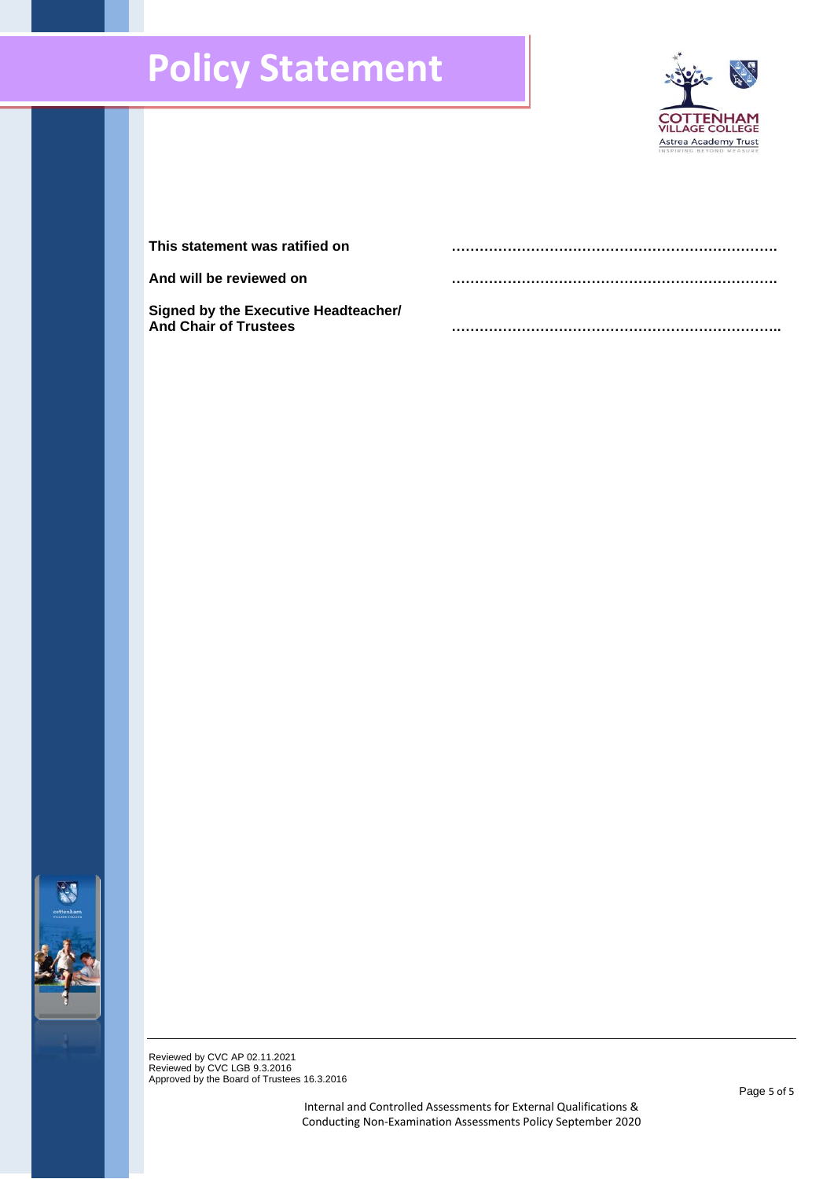# Policy Statement

| | |
|---|---|
| **This statement was ratified on** | **…………………………………………………………….** |
| **And will be reviewed on** | **…………………………………………………………….** |
| **Signed by the Executive Headteacher/ And Chair of Trustees** | **……………………………………………………………..** |

Reviewed by CVC AP 02.11.2021
Reviewed by CVC LGB 9.3.2016
Approved by the Board of Trustees 16.3.2016